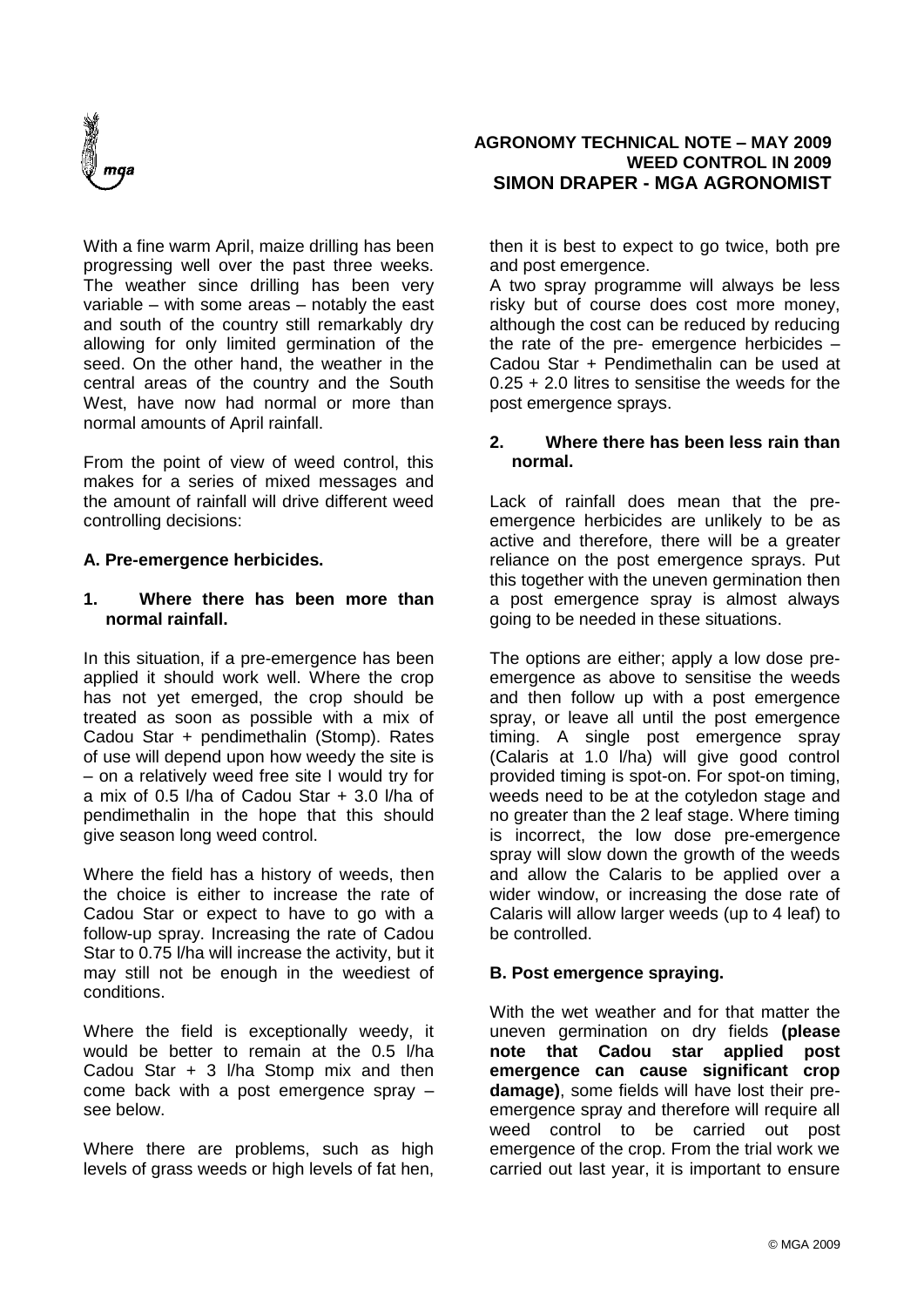# AGRONOMY TECHNICAL NOTE – MAY 2009
## WEED CONTROL IN 2009
### SIMON DRAPER - MGA AGRONOMIST

With a fine warm April, maize drilling has been progressing well over the past three weeks. The weather since drilling has been very variable – with some areas – notably the east and south of the country still remarkably dry allowing for only limited germination of the seed. On the other hand, the weather in the central areas of the country and the South West, have now had normal or more than normal amounts of April rainfall.

From the point of view of weed control, this makes for a series of mixed messages and the amount of rainfall will drive different weed controlling decisions:

**A. Pre-emergence herbicides.**

**1. Where there has been more than normal rainfall.**

In this situation, if a pre-emergence has been applied it should work well. Where the crop has not yet emerged, the crop should be treated as soon as possible with a mix of Cadou Star + pendimethalin (Stomp). Rates of use will depend upon how weedy the site is – on a relatively weed free site I would try for a mix of 0.5 l/ha of Cadou Star + 3.0 l/ha of pendimethalin in the hope that this should give season long weed control.

Where the field has a history of weeds, then the choice is either to increase the rate of Cadou Star or expect to have to go with a follow-up spray. Increasing the rate of Cadou Star to 0.75 l/ha will increase the activity, but it may still not be enough in the weediest of conditions.

Where the field is exceptionally weedy, it would be better to remain at the 0.5 l/ha Cadou Star + 3 l/ha Stomp mix and then come back with a post emergence spray – see below.

Where there are problems, such as high levels of grass weeds or high levels of fat hen, then it is best to expect to go twice, both pre and post emergence.

A two spray programme will always be less risky but of course does cost more money, although the cost can be reduced by reducing the rate of the pre- emergence herbicides – Cadou Star + Pendimethalin can be used at 0.25 + 2.0 litres to sensitise the weeds for the post emergence sprays.

**2. Where there has been less rain than normal.**

Lack of rainfall does mean that the pre-emergence herbicides are unlikely to be as active and therefore, there will be a greater reliance on the post emergence sprays. Put this together with the uneven germination then a post emergence spray is almost always going to be needed in these situations.

The options are either; apply a low dose pre-emergence as above to sensitise the weeds and then follow up with a post emergence spray, or leave all until the post emergence timing. A single post emergence spray (Calaris at 1.0 l/ha) will give good control provided timing is spot-on. For spot-on timing, weeds need to be at the cotyledon stage and no greater than the 2 leaf stage. Where timing is incorrect, the low dose pre-emergence spray will slow down the growth of the weeds and allow the Calaris to be applied over a wider window, or increasing the dose rate of Calaris will allow larger weeds (up to 4 leaf) to be controlled.

**B. Post emergence spraying.**

With the wet weather and for that matter the uneven germination on dry fields **(please note that Cadou star applied post emergence can cause significant crop damage)**, some fields will have lost their pre-emergence spray and therefore will require all weed control to be carried out post emergence of the crop. From the trial work we carried out last year, it is important to ensure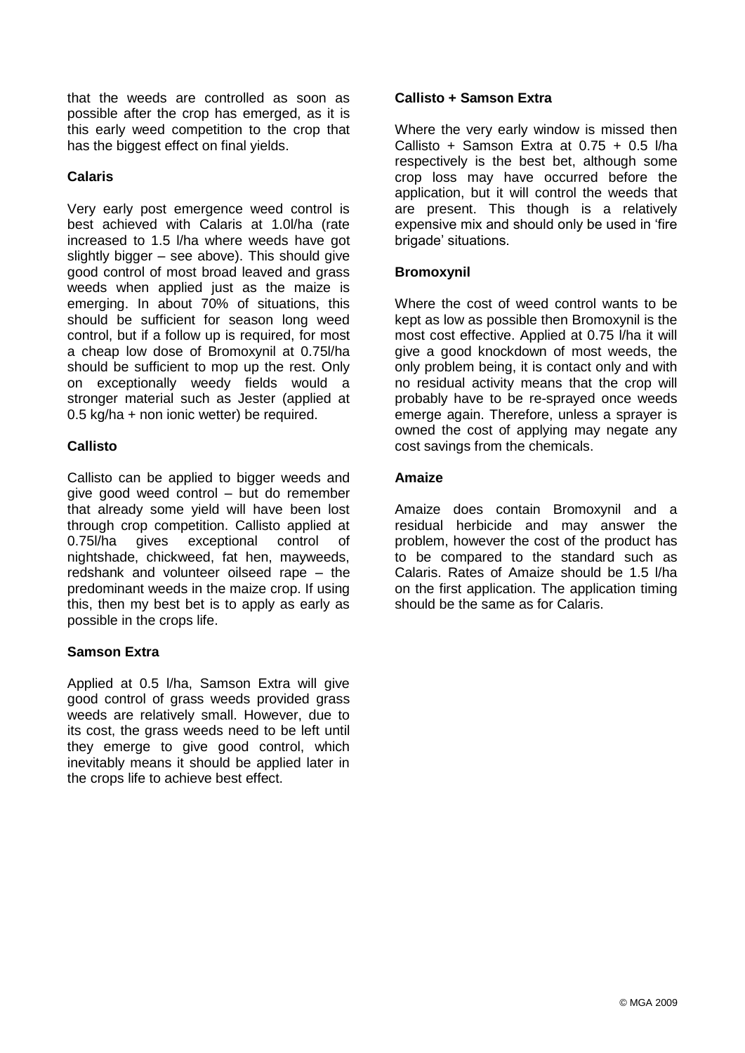that the weeds are controlled as soon as possible after the crop has emerged, as it is this early weed competition to the crop that has the biggest effect on final yields.

**Calaris**

Very early post emergence weed control is best achieved with Calaris at 1.0l/ha (rate increased to 1.5 l/ha where weeds have got slightly bigger – see above). This should give good control of most broad leaved and grass weeds when applied just as the maize is emerging. In about 70% of situations, this should be sufficient for season long weed control, but if a follow up is required, for most a cheap low dose of Bromoxynil at 0.75l/ha should be sufficient to mop up the rest. Only on exceptionally weedy fields would a stronger material such as Jester (applied at 0.5 kg/ha + non ionic wetter) be required.

**Callisto**

Callisto can be applied to bigger weeds and give good weed control – but do remember that already some yield will have been lost through crop competition. Callisto applied at 0.75l/ha gives exceptional control of nightshade, chickweed, fat hen, mayweeds, redshank and volunteer oilseed rape – the predominant weeds in the maize crop. If using this, then my best bet is to apply as early as possible in the crops life.

**Samson Extra**

Applied at 0.5 l/ha, Samson Extra will give good control of grass weeds provided grass weeds are relatively small. However, due to its cost, the grass weeds need to be left until they emerge to give good control, which inevitably means it should be applied later in the crops life to achieve best effect.

**Callisto + Samson Extra**

Where the very early window is missed then Callisto + Samson Extra at 0.75 + 0.5 l/ha respectively is the best bet, although some crop loss may have occurred before the application, but it will control the weeds that are present. This though is a relatively expensive mix and should only be used in 'fire brigade' situations.

**Bromoxynil**

Where the cost of weed control wants to be kept as low as possible then Bromoxynil is the most cost effective. Applied at 0.75 l/ha it will give a good knockdown of most weeds, the only problem being, it is contact only and with no residual activity means that the crop will probably have to be re-sprayed once weeds emerge again. Therefore, unless a sprayer is owned the cost of applying may negate any cost savings from the chemicals.

**Amaize**

Amaize does contain Bromoxynil and a residual herbicide and may answer the problem, however the cost of the product has to be compared to the standard such as Calaris. Rates of Amaize should be 1.5 l/ha on the first application. The application timing should be the same as for Calaris.

© MGA 2009